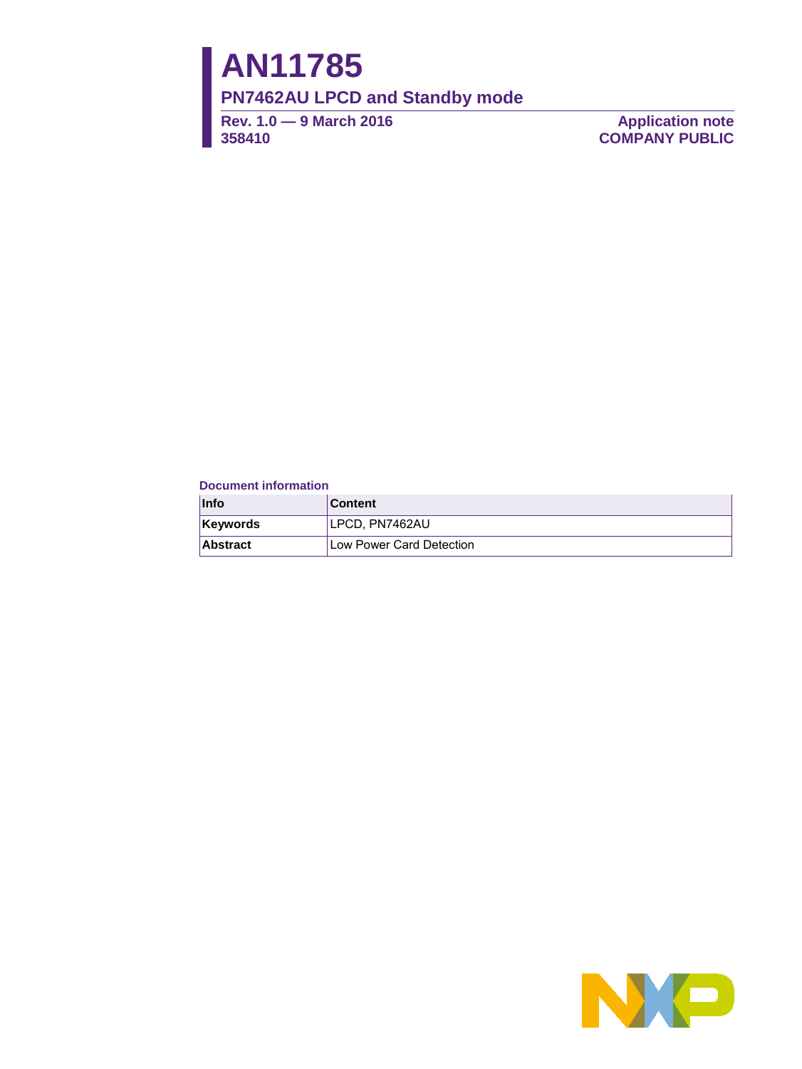# AN11785

## PN7462AU LPCD and Standby mode

**Rev. 1.0 — 9 March 2016**
**358410**

**Application note**
**COMPANY PUBLIC**

**Document information**

| Info | Content |
|---|---|
| **Keywords** | LPCD, PN7462AU |
| **Abstract** | Low Power Card Detection |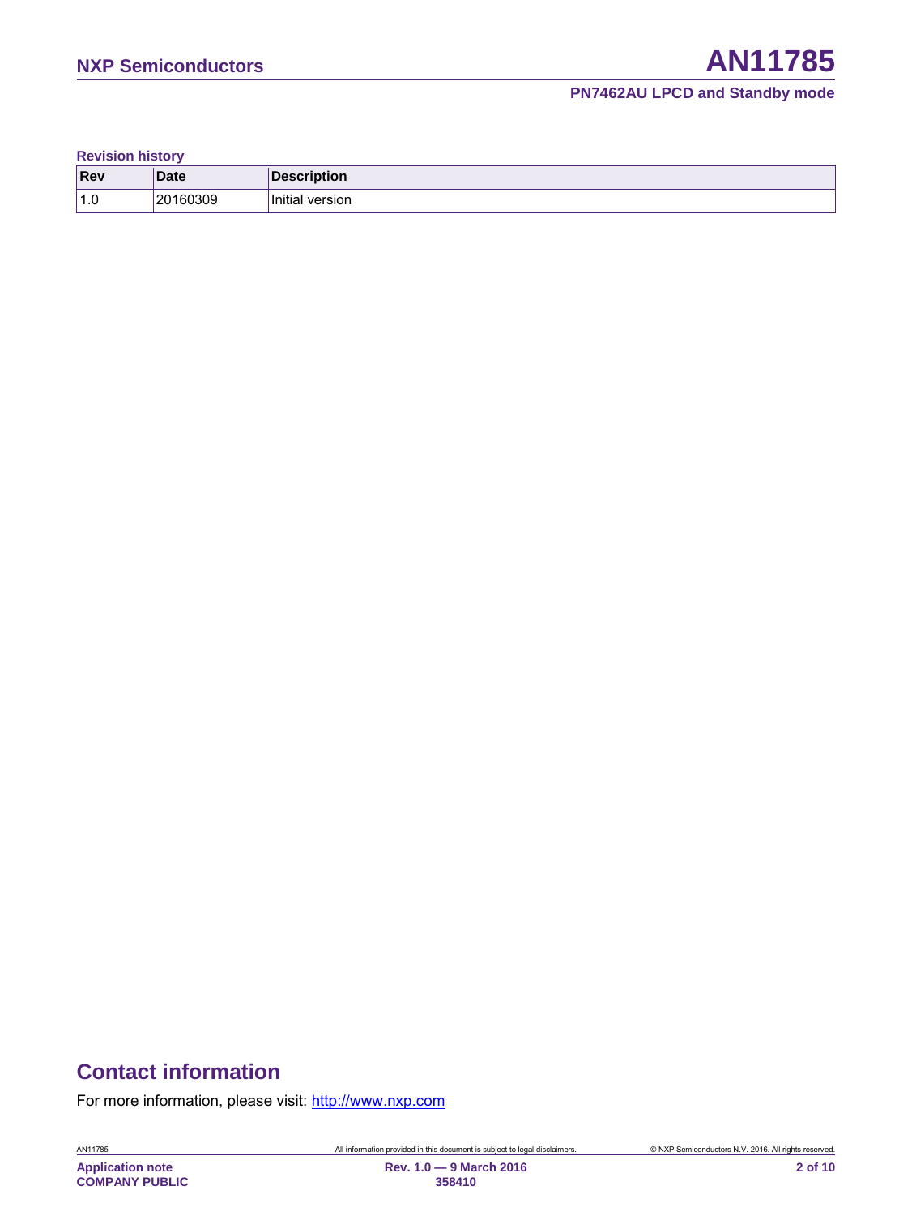**Revision history**

| Rev | Date | Description |
|---|---|---|
| 1.0 | 20160309 | Initial version |

# Contact information

For more information, please visit: [http://www.nxp.com](http://www.nxp.com)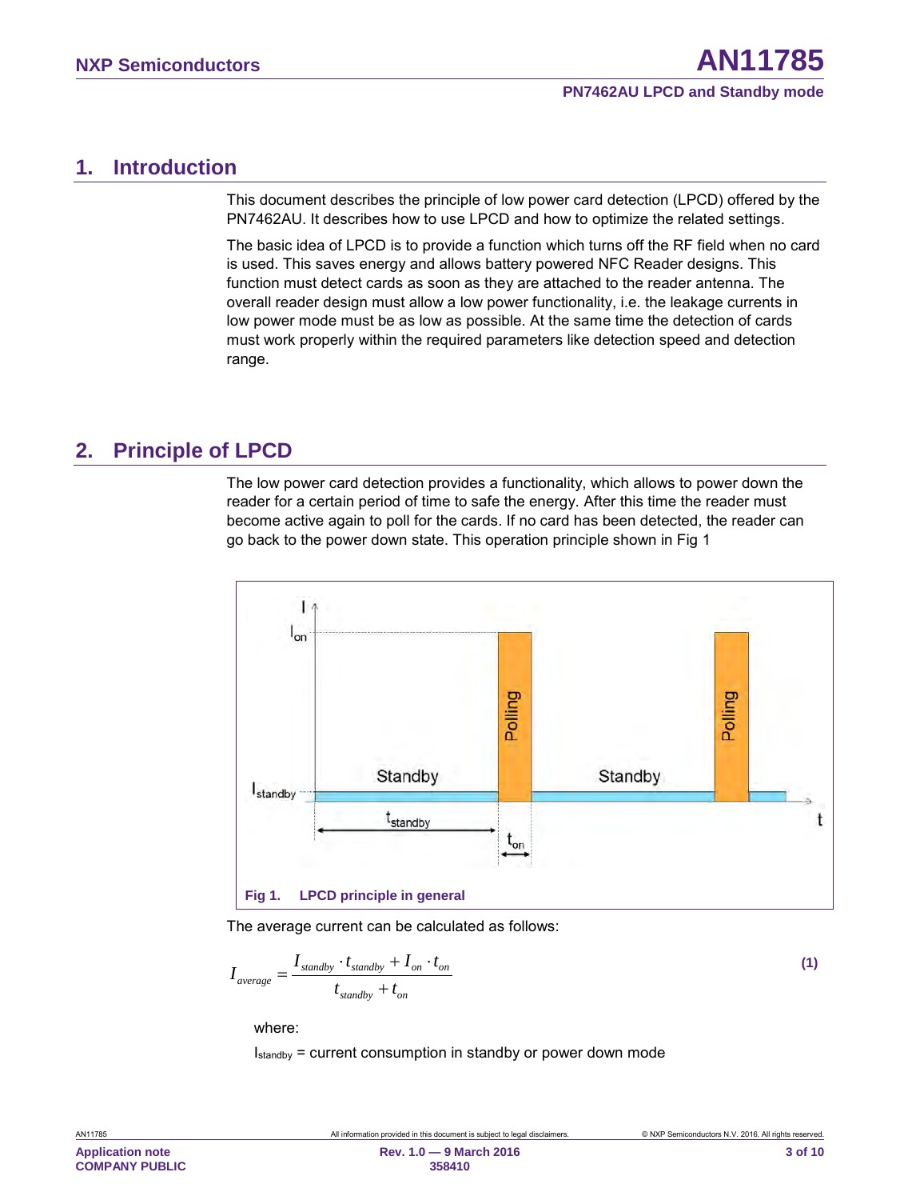## 1. Introduction

This document describes the principle of low power card detection (LPCD) offered by the PN7462AU. It describes how to use LPCD and how to optimize the related settings.

The basic idea of LPCD is to provide a function which turns off the RF field when no card is used. This saves energy and allows battery powered NFC Reader designs. This function must detect cards as soon as they are attached to the reader antenna. The overall reader design must allow a low power functionality, i.e. the leakage currents in low power mode must be as low as possible. At the same time the detection of cards must work properly within the required parameters like detection speed and detection range.

## 2. Principle of LPCD

The low power card detection provides a functionality, which allows to power down the reader for a certain period of time to safe the energy. After this time the reader must become active again to poll for the cards. If no card has been detected, the reader can go back to the power down state. This operation principle shown in Fig 1

**Fig 1. LPCD principle in general**

The average current can be calculated as follows:

$$I_{average} = \frac{I_{standby} \cdot t_{standby} + I_{on} \cdot t_{on}}{t_{standby} + t_{on}} \quad (1)$$

where:

$I_{standby}$ = current consumption in standby or power down mode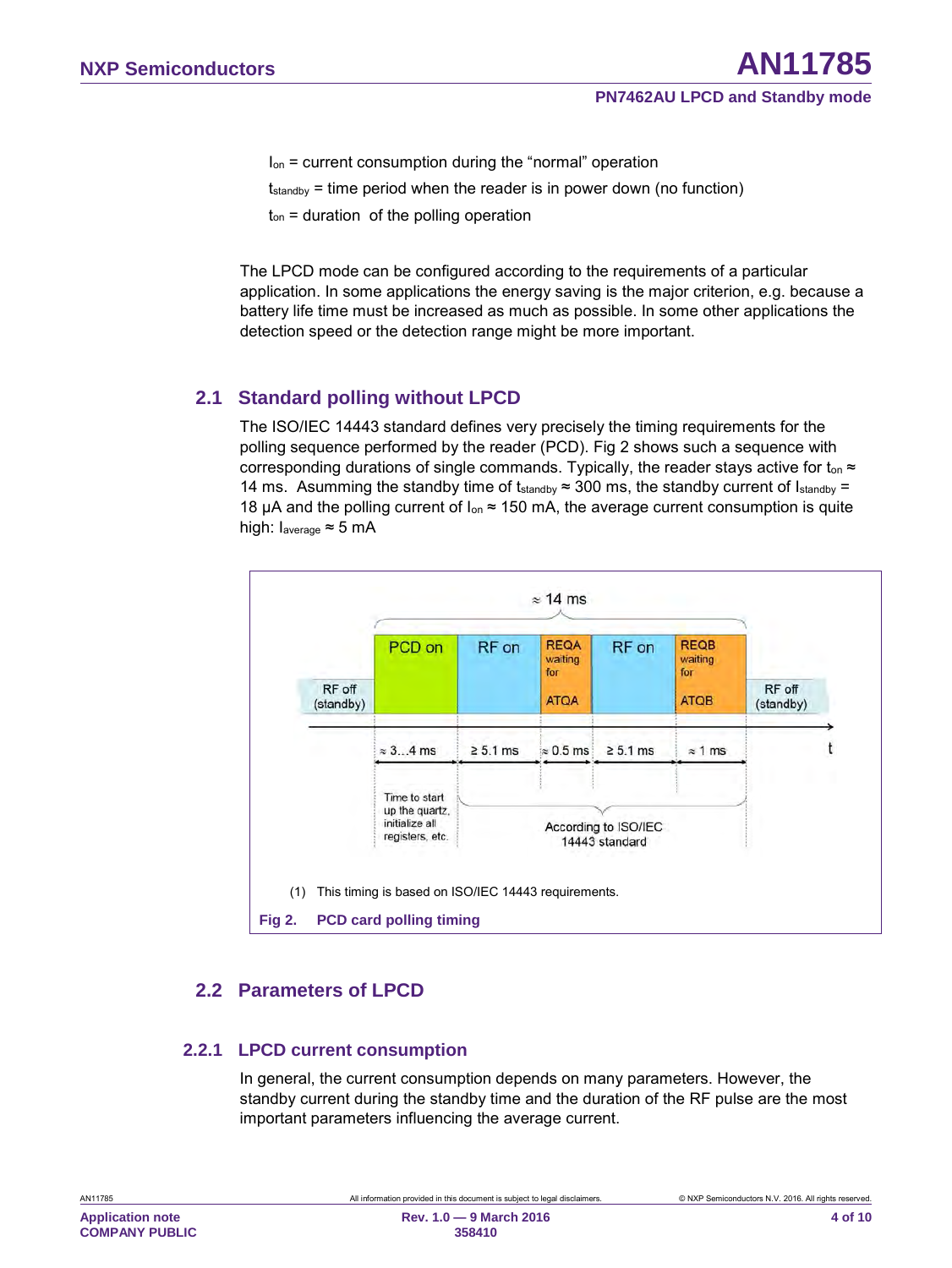$I_{on}$ = current consumption during the “normal” operation

$t_{standby}$ = time period when the reader is in power down (no function)

$t_{on}$ = duration of the polling operation

The LPCD mode can be configured according to the requirements of a particular application. In some applications the energy saving is the major criterion, e.g. because a battery life time must be increased as much as possible. In some other applications the detection speed or the detection range might be more important.

## 2.1 Standard polling without LPCD

The ISO/IEC 14443 standard defines very precisely the timing requirements for the polling sequence performed by the reader (PCD). Fig 2 shows such a sequence with corresponding durations of single commands. Typically, the reader stays active for $t_{on} \approx$ 14 ms. Assuming the standby time of $t_{standby} \approx$ 300 ms, the standby current of $I_{standby}$ = 18 µA and the polling current of $I_{on} \approx$ 150 mA, the average current consumption is quite high: $I_{average} \approx$ 5 mA

(1) This timing is based on ISO/IEC 14443 requirements.

**Fig 2. PCD card polling timing**

## 2.2 Parameters of LPCD

### 2.2.1 LPCD current consumption

In general, the current consumption depends on many parameters. However, the standby current during the standby time and the duration of the RF pulse are the most important parameters influencing the average current.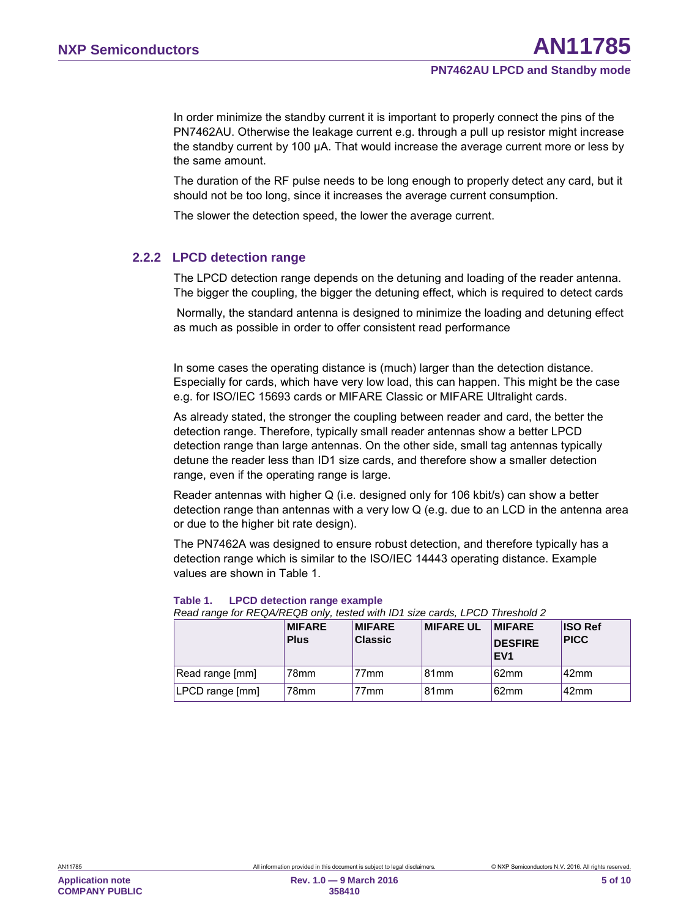In order minimize the standby current it is important to properly connect the pins of the PN7462AU. Otherwise the leakage current e.g. through a pull up resistor might increase the standby current by 100 µA. That would increase the average current more or less by the same amount.

The duration of the RF pulse needs to be long enough to properly detect any card, but it should not be too long, since it increases the average current consumption.

The slower the detection speed, the lower the average current.

### 2.2.2 LPCD detection range

The LPCD detection range depends on the detuning and loading of the reader antenna. The bigger the coupling, the bigger the detuning effect, which is required to detect cards

Normally, the standard antenna is designed to minimize the loading and detuning effect as much as possible in order to offer consistent read performance

In some cases the operating distance is (much) larger than the detection distance. Especially for cards, which have very low load, this can happen. This might be the case e.g. for ISO/IEC 15693 cards or MIFARE Classic or MIFARE Ultralight cards.

As already stated, the stronger the coupling between reader and card, the better the detection range. Therefore, typically small reader antennas show a better LPCD detection range than large antennas. On the other side, small tag antennas typically detune the reader less than ID1 size cards, and therefore show a smaller detection range, even if the operating range is large.

Reader antennas with higher Q (i.e. designed only for 106 kbit/s) can show a better detection range than antennas with a very low Q (e.g. due to an LCD in the antenna area or due to the higher bit rate design).

The PN7462A was designed to ensure robust detection, and therefore typically has a detection range which is similar to the ISO/IEC 14443 operating distance. Example values are shown in Table 1.

**Table 1. LPCD detection range example**

*Read range for REQA/REQB only, tested with ID1 size cards, LPCD Threshold 2*

| | MIFARE Plus | MIFARE Classic | MIFARE UL | MIFARE DESFIRE EV1 | ISO Ref PICC |
|---|---|---|---|---|---|
| Read range [mm] | 78mm | 77mm | 81mm | 62mm | 42mm |
| LPCD range [mm] | 78mm | 77mm | 81mm | 62mm | 42mm |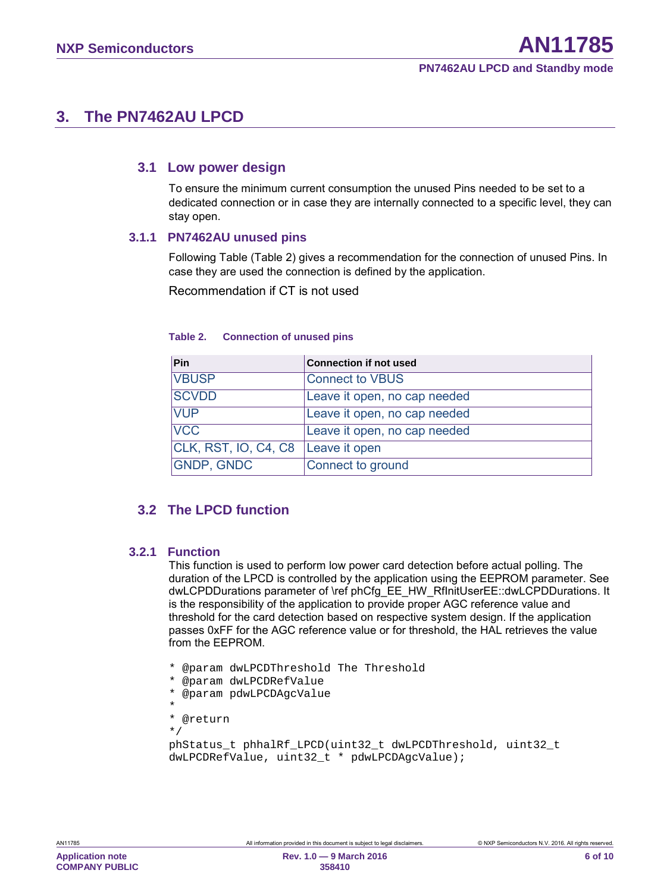# 3. The PN7462AU LPCD

## 3.1 Low power design

To ensure the minimum current consumption the unused Pins needed to be set to a dedicated connection or in case they are internally connected to a specific level, they can stay open.

### 3.1.1 PN7462AU unused pins

Following Table (Table 2) gives a recommendation for the connection of unused Pins. In case they are used the connection is defined by the application.

Recommendation if CT is not used

**Table 2. Connection of unused pins**

| Pin | Connection if not used |
| --- | --- |
| VBUSP | Connect to VBUS |
| SCVDD | Leave it open, no cap needed |
| VUP | Leave it open, no cap needed |
| VCC | Leave it open, no cap needed |
| CLK, RST, IO, C4, C8 | Leave it open |
| GNDP, GNDC | Connect to ground |

## 3.2 The LPCD function

### 3.2.1 Function

This function is used to perform low power card detection before actual polling. The duration of the LPCD is controlled by the application using the EEPROM parameter. See dwLCPDDurations parameter of \ref phCfg_EE_HW_RfInitUserEE::dwLCPDDurations. It is the responsibility of the application to provide proper AGC reference value and threshold for the card detection based on respective system design. If the application passes 0xFF for the AGC reference value or for threshold, the HAL retrieves the value from the EEPROM.

```
* @param dwLPCDThreshold The Threshold
* @param dwLPCDRefValue
* @param pdwLPCDAgcValue
*
* @return
*/
phStatus_t phhalRf_LPCD(uint32_t dwLPCDThreshold, uint32_t
dwLPCDRefValue, uint32_t * pdwLPCDAgcValue);
```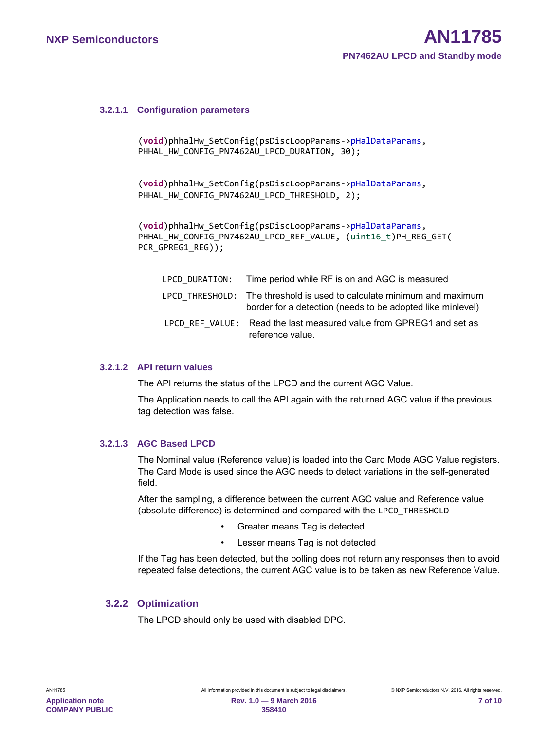#### 3.2.1.1 Configuration parameters

```
(void)phhalHw_SetConfig(psDiscLoopParams->pHalDataParams,
PHHAL_HW_CONFIG_PN7462AU_LPCD_DURATION, 30);

(void)phhalHw_SetConfig(psDiscLoopParams->pHalDataParams,
PHHAL_HW_CONFIG_PN7462AU_LPCD_THRESHOLD, 2);

(void)phhalHw_SetConfig(psDiscLoopParams->pHalDataParams,
PHHAL_HW_CONFIG_PN7462AU_LPCD_REF_VALUE, (uint16_t)PH_REG_GET(
PCR_GPREG1_REG));
```

| | |
|---|---|
| `LPCD_DURATION:` | Time period while RF is on and AGC is measured |
| `LPCD_THRESHOLD:` | The threshold is used to calculate minimum and maximum border for a detection (needs to be adopted like minlevel) |
| `LPCD_REF_VALUE:` | Read the last measured value from GPREG1 and set as reference value. |

#### 3.2.1.2 API return values

The API returns the status of the LPCD and the current AGC Value.

The Application needs to call the API again with the returned AGC value if the previous tag detection was false.

#### 3.2.1.3 AGC Based LPCD

The Nominal value (Reference value) is loaded into the Card Mode AGC Value registers. The Card Mode is used since the AGC needs to detect variations in the self-generated field.

After the sampling, a difference between the current AGC value and Reference value (absolute difference) is determined and compared with the `LPCD_THRESHOLD`

- Greater means Tag is detected
- Lesser means Tag is not detected

If the Tag has been detected, but the polling does not return any responses then to avoid repeated false detections, the current AGC value is to be taken as new Reference Value.

### 3.2.2 Optimization

The LPCD should only be used with disabled DPC.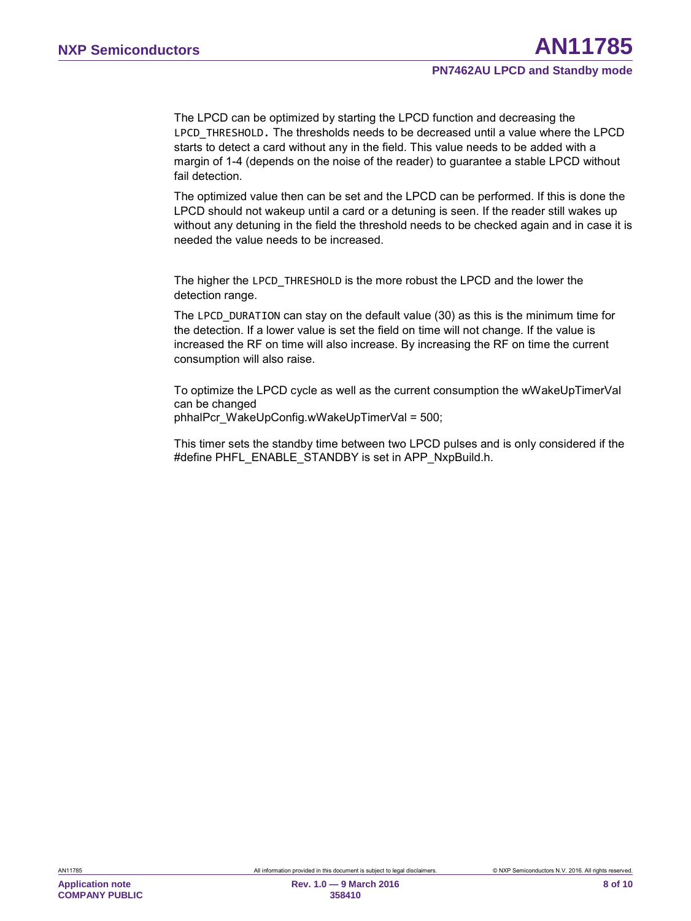The LPCD can be optimized by starting the LPCD function and decreasing the `LPCD_THRESHOLD`. The thresholds needs to be decreased until a value where the LPCD starts to detect a card without any in the field. This value needs to be added with a margin of 1-4 (depends on the noise of the reader) to guarantee a stable LPCD without fail detection.

The optimized value then can be set and the LPCD can be performed. If this is done the LPCD should not wakeup until a card or a detuning is seen. If the reader still wakes up without any detuning in the field the threshold needs to be checked again and in case it is needed the value needs to be increased.

The higher the `LPCD_THRESHOLD` is the more robust the LPCD and the lower the detection range.

The `LPCD_DURATION` can stay on the default value (30) as this is the minimum time for the detection. If a lower value is set the field on time will not change. If the value is increased the RF on time will also increase. By increasing the RF on time the current consumption will also raise.

To optimize the LPCD cycle as well as the current consumption the wWakeUpTimerVal can be changed
phhalPcr_WakeUpConfig.wWakeUpTimerVal = 500;

This timer sets the standby time between two LPCD pulses and is only considered if the #define PHFL_ENABLE_STANDBY is set in APP_NxpBuild.h.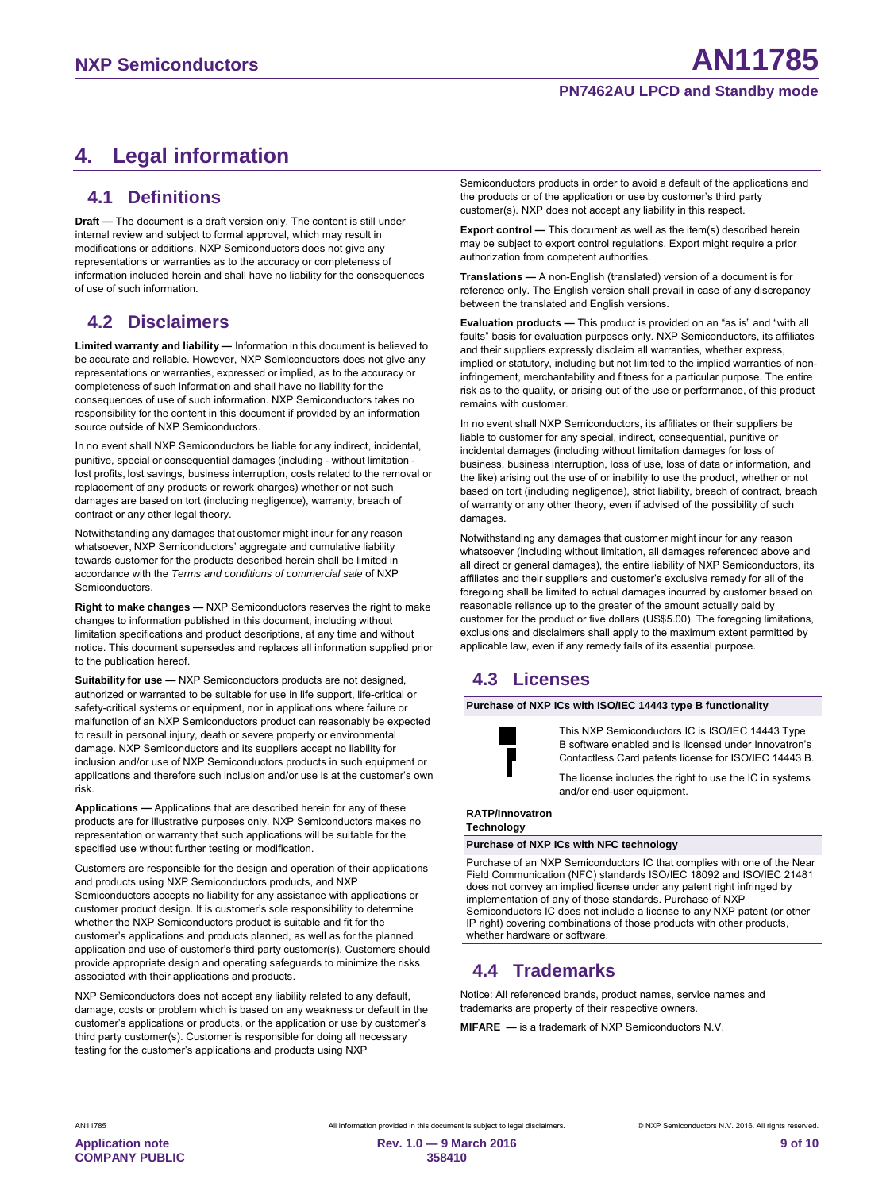# 4. Legal information

## 4.1 Definitions

**Draft —** The document is a draft version only. The content is still under internal review and subject to formal approval, which may result in modifications or additions. NXP Semiconductors does not give any representations or warranties as to the accuracy or completeness of information included herein and shall have no liability for the consequences of use of such information.

## 4.2 Disclaimers

**Limited warranty and liability —** Information in this document is believed to be accurate and reliable. However, NXP Semiconductors does not give any representations or warranties, expressed or implied, as to the accuracy or completeness of such information and shall have no liability for the consequences of use of such information. NXP Semiconductors takes no responsibility for the content in this document if provided by an information source outside of NXP Semiconductors.

In no event shall NXP Semiconductors be liable for any indirect, incidental, punitive, special or consequential damages (including - without limitation - lost profits, lost savings, business interruption, costs related to the removal or replacement of any products or rework charges) whether or not such damages are based on tort (including negligence), warranty, breach of contract or any other legal theory.

Notwithstanding any damages that customer might incur for any reason whatsoever, NXP Semiconductors' aggregate and cumulative liability towards customer for the products described herein shall be limited in accordance with the *Terms and conditions of commercial sale* of NXP Semiconductors.

**Right to make changes —** NXP Semiconductors reserves the right to make changes to information published in this document, including without limitation specifications and product descriptions, at any time and without notice. This document supersedes and replaces all information supplied prior to the publication hereof.

**Suitability for use —** NXP Semiconductors products are not designed, authorized or warranted to be suitable for use in life support, life-critical or safety-critical systems or equipment, nor in applications where failure or malfunction of an NXP Semiconductors product can reasonably be expected to result in personal injury, death or severe property or environmental damage. NXP Semiconductors and its suppliers accept no liability for inclusion and/or use of NXP Semiconductors products in such equipment or applications and therefore such inclusion and/or use is at the customer's own risk.

**Applications —** Applications that are described herein for any of these products are for illustrative purposes only. NXP Semiconductors makes no representation or warranty that such applications will be suitable for the specified use without further testing or modification.

Customers are responsible for the design and operation of their applications and products using NXP Semiconductors products, and NXP Semiconductors accepts no liability for any assistance with applications or customer product design. It is customer's sole responsibility to determine whether the NXP Semiconductors product is suitable and fit for the customer's applications and products planned, as well as for the planned application and use of customer's third party customer(s). Customers should provide appropriate design and operating safeguards to minimize the risks associated with their applications and products.

NXP Semiconductors does not accept any liability related to any default, damage, costs or problem which is based on any weakness or default in the customer's applications or products, or the application or use by customer's third party customer(s). Customer is responsible for doing all necessary testing for the customer's applications and products using NXP Semiconductors products in order to avoid a default of the applications and the products or of the application or use by customer's third party customer(s). NXP does not accept any liability in this respect.

**Export control —** This document as well as the item(s) described herein may be subject to export control regulations. Export might require a prior authorization from competent authorities.

**Translations —** A non-English (translated) version of a document is for reference only. The English version shall prevail in case of any discrepancy between the translated and English versions.

**Evaluation products —** This product is provided on an "as is" and "with all faults" basis for evaluation purposes only. NXP Semiconductors, its affiliates and their suppliers expressly disclaim all warranties, whether express, implied or statutory, including but not limited to the implied warranties of non-infringement, merchantability and fitness for a particular purpose. The entire risk as to the quality, or arising out of the use or performance, of this product remains with customer.

In no event shall NXP Semiconductors, its affiliates or their suppliers be liable to customer for any special, indirect, consequential, punitive or incidental damages (including without limitation damages for loss of business, business interruption, loss of use, loss of data or information, and the like) arising out the use of or inability to use the product, whether or not based on tort (including negligence), strict liability, breach of contract, breach of warranty or any other theory, even if advised of the possibility of such damages.

Notwithstanding any damages that customer might incur for any reason whatsoever (including without limitation, all damages referenced above and all direct or general damages), the entire liability of NXP Semiconductors, its affiliates and their suppliers and customer's exclusive remedy for all of the foregoing shall be limited to actual damages incurred by customer based on reasonable reliance up to the greater of the amount actually paid by customer for the product or five dollars (US$5.00). The foregoing limitations, exclusions and disclaimers shall apply to the maximum extent permitted by applicable law, even if any remedy fails of its essential purpose.

## 4.3 Licenses

**Purchase of NXP ICs with ISO/IEC 14443 type B functionality**

This NXP Semiconductors IC is ISO/IEC 14443 Type B software enabled and is licensed under Innovatron's Contactless Card patents license for ISO/IEC 14443 B.

The license includes the right to use the IC in systems and/or end-user equipment.

**RATP/Innovatron Technology**

**Purchase of NXP ICs with NFC technology**

Purchase of an NXP Semiconductors IC that complies with one of the Near Field Communication (NFC) standards ISO/IEC 18092 and ISO/IEC 21481 does not convey an implied license under any patent right infringed by implementation of any of those standards. Purchase of NXP Semiconductors IC does not include a license to any NXP patent (or other IP right) covering combinations of those products with other products, whether hardware or software.

## 4.4 Trademarks

Notice: All referenced brands, product names, service names and trademarks are property of their respective owners.

**MIFARE —** is a trademark of NXP Semiconductors N.V.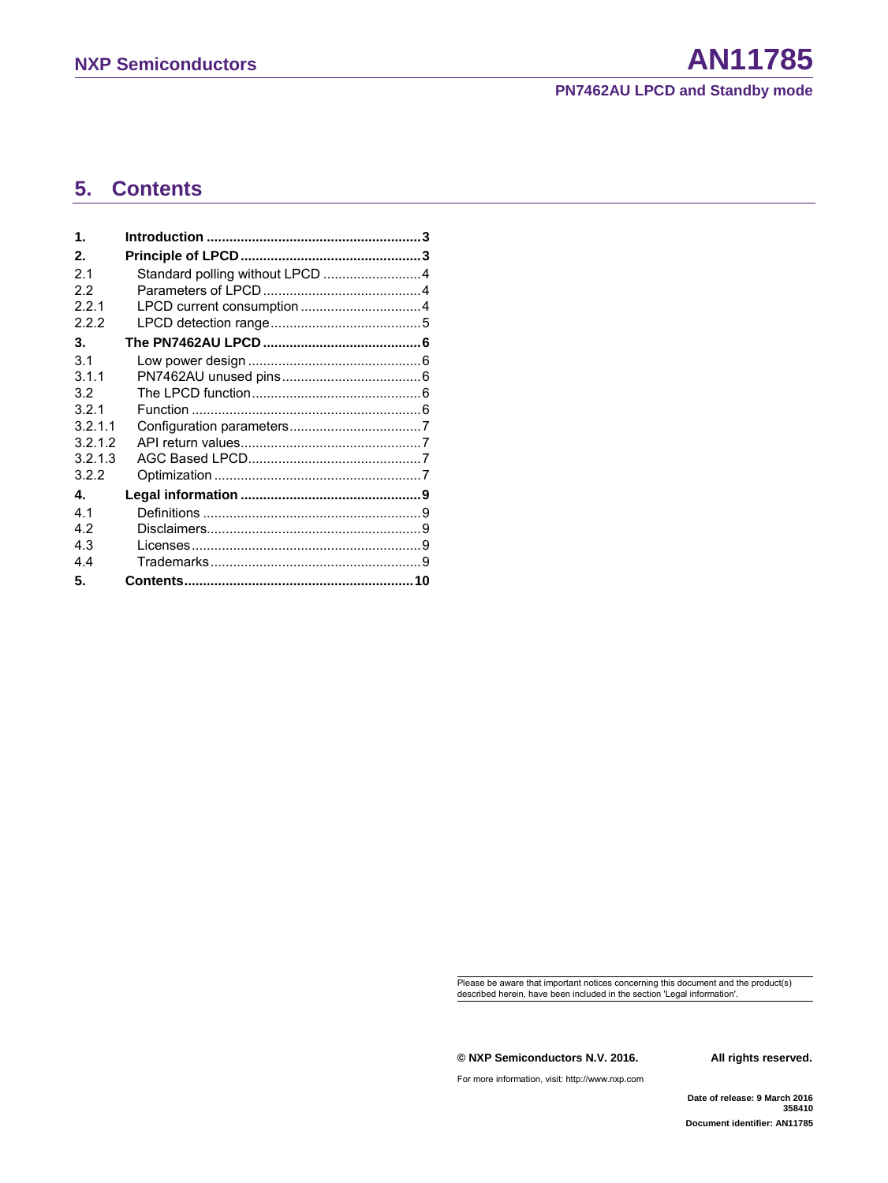## 5. Contents

| | | |
|---|---|---|
| **1.** | **Introduction** | **3** |
| **2.** | **Principle of LPCD** | **3** |
| 2.1 | Standard polling without LPCD | 4 |
| 2.2 | Parameters of LPCD | 4 |
| 2.2.1 | LPCD current consumption | 4 |
| 2.2.2 | LPCD detection range | 5 |
| **3.** | **The PN7462AU LPCD** | **6** |
| 3.1 | Low power design | 6 |
| 3.1.1 | PN7462AU unused pins | 6 |
| 3.2 | The LPCD function | 6 |
| 3.2.1 | Function | 6 |
| 3.2.1.1 | Configuration parameters | 7 |
| 3.2.1.2 | API return values | 7 |
| 3.2.1.3 | AGC Based LPCD | 7 |
| 3.2.2 | Optimization | 7 |
| **4.** | **Legal information** | **9** |
| 4.1 | Definitions | 9 |
| 4.2 | Disclaimers | 9 |
| 4.3 | Licenses | 9 |
| 4.4 | Trademarks | 9 |
| **5.** | **Contents** | **10** |

Please be aware that important notices concerning this document and the product(s) described herein, have been included in the section 'Legal information'.

**© NXP Semiconductors N.V. 2016. All rights reserved.**

For more information, visit: http://www.nxp.com

**Date of release: 9 March 2016**
**358410**

**Document identifier: AN11785**